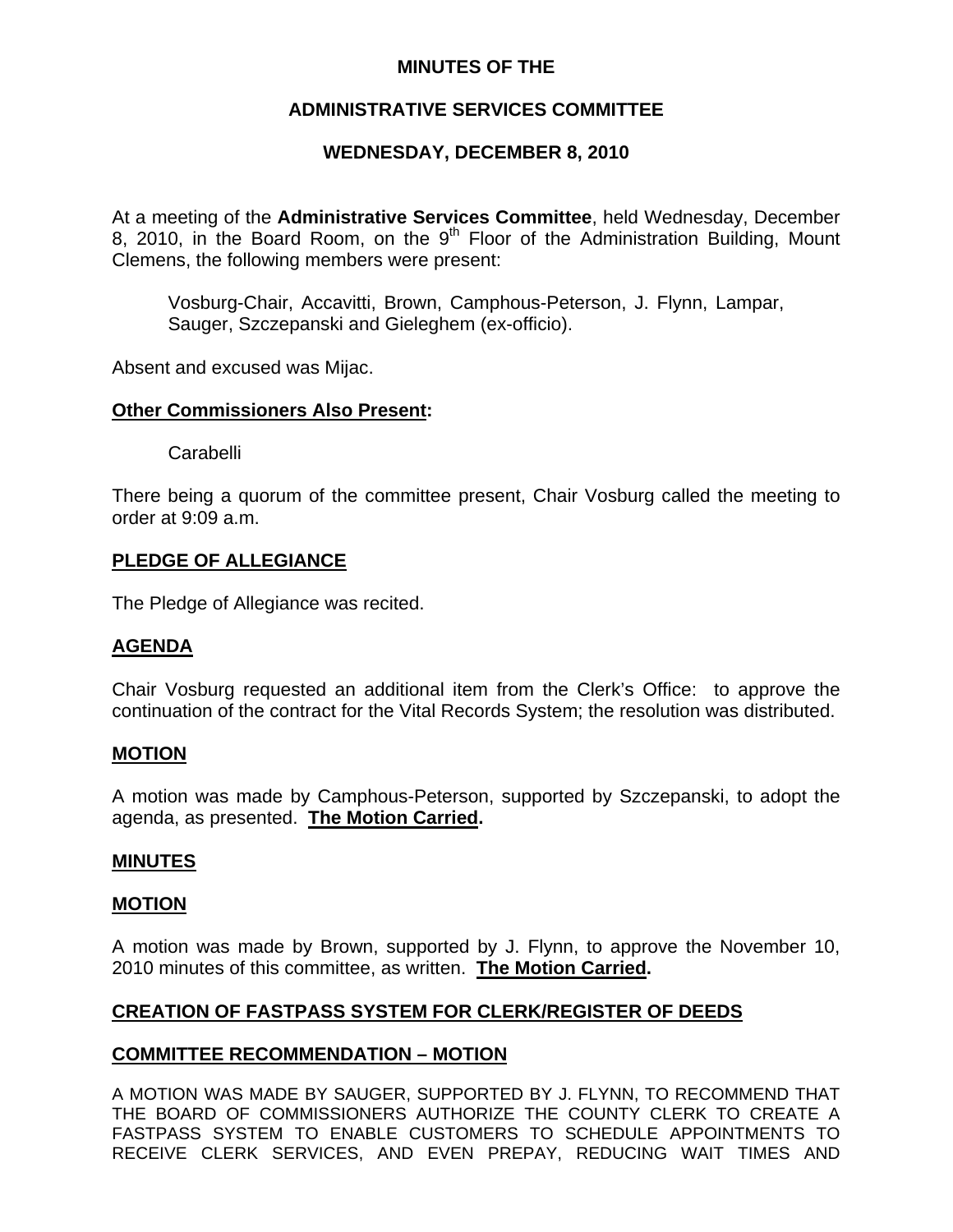# MINUTES OF THE

# ADMINISTRATIVE SERVICES COMMITTEE

# WEDNESDAY, DECEMBER 8, 2010

At a meeting of the **Administrative Services Committee**, held Wednesday, December 8, 2010, in the Board Room, on the 9th Floor of the Administration Building, Mount Clemens, the following members were present:

> Vosburg-Chair, Accavitti, Brown, Camphous-Peterson, J. Flynn, Lampar, Sauger, Szczepanski and Gieleghem (ex-officio).

Absent and excused was Mijac.

**Other Commissioners Also Present:**

> Carabelli

There being a quorum of the committee present, Chair Vosburg called the meeting to order at 9:09 a.m.

**PLEDGE OF ALLEGIANCE**

The Pledge of Allegiance was recited.

**AGENDA**

Chair Vosburg requested an additional item from the Clerk's Office: to approve the continuation of the contract for the Vital Records System; the resolution was distributed.

**MOTION**

A motion was made by Camphous-Peterson, supported by Szczepanski, to adopt the agenda, as presented. **The Motion Carried.**

**MINUTES**

**MOTION**

A motion was made by Brown, supported by J. Flynn, to approve the November 10, 2010 minutes of this committee, as written. **The Motion Carried.**

**CREATION OF FASTPASS SYSTEM FOR CLERK/REGISTER OF DEEDS**

**COMMITTEE RECOMMENDATION – MOTION**

A MOTION WAS MADE BY SAUGER, SUPPORTED BY J. FLYNN, TO RECOMMEND THAT THE BOARD OF COMMISSIONERS AUTHORIZE THE COUNTY CLERK TO CREATE A FASTPASS SYSTEM TO ENABLE CUSTOMERS TO SCHEDULE APPOINTMENTS TO RECEIVE CLERK SERVICES, AND EVEN PREPAY, REDUCING WAIT TIMES AND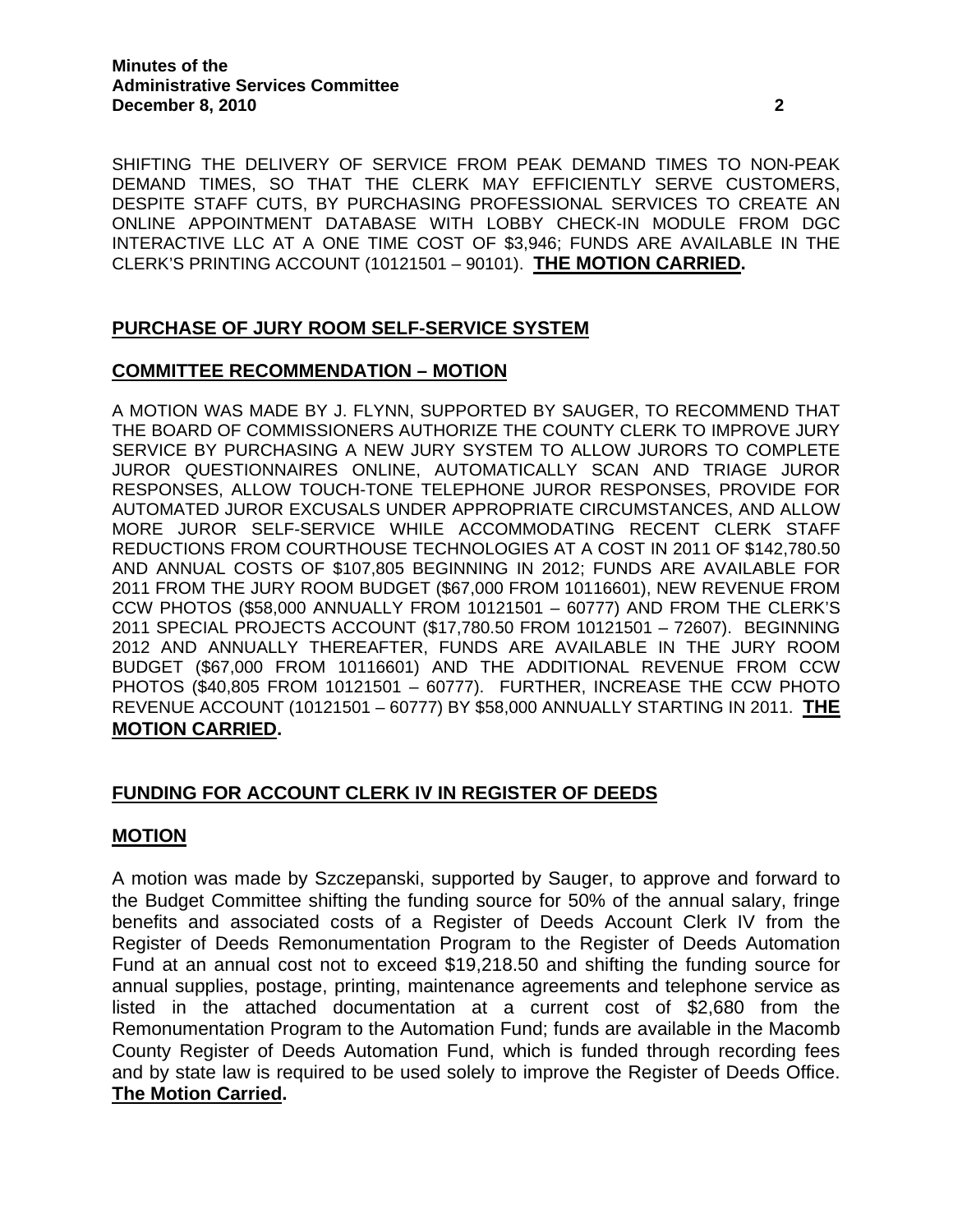SHIFTING THE DELIVERY OF SERVICE FROM PEAK DEMAND TIMES TO NON-PEAK DEMAND TIMES, SO THAT THE CLERK MAY EFFICIENTLY SERVE CUSTOMERS, DESPITE STAFF CUTS, BY PURCHASING PROFESSIONAL SERVICES TO CREATE AN ONLINE APPOINTMENT DATABASE WITH LOBBY CHECK-IN MODULE FROM DGC INTERACTIVE LLC AT A ONE TIME COST OF $3,946; FUNDS ARE AVAILABLE IN THE CLERK'S PRINTING ACCOUNT (10121501 – 90101). **THE MOTION CARRIED.**

## PURCHASE OF JURY ROOM SELF-SERVICE SYSTEM

## COMMITTEE RECOMMENDATION – MOTION

A MOTION WAS MADE BY J. FLYNN, SUPPORTED BY SAUGER, TO RECOMMEND THAT THE BOARD OF COMMISSIONERS AUTHORIZE THE COUNTY CLERK TO IMPROVE JURY SERVICE BY PURCHASING A NEW JURY SYSTEM TO ALLOW JURORS TO COMPLETE JUROR QUESTIONNAIRES ONLINE, AUTOMATICALLY SCAN AND TRIAGE JUROR RESPONSES, ALLOW TOUCH-TONE TELEPHONE JUROR RESPONSES, PROVIDE FOR AUTOMATED JUROR EXCUSALS UNDER APPROPRIATE CIRCUMSTANCES, AND ALLOW MORE JUROR SELF-SERVICE WHILE ACCOMMODATING RECENT CLERK STAFF REDUCTIONS FROM COURTHOUSE TECHNOLOGIES AT A COST IN 2011 OF $142,780.50 AND ANNUAL COSTS OF $107,805 BEGINNING IN 2012; FUNDS ARE AVAILABLE FOR 2011 FROM THE JURY ROOM BUDGET ($67,000 FROM 10116601), NEW REVENUE FROM CCW PHOTOS ($58,000 ANNUALLY FROM 10121501 – 60777) AND FROM THE CLERK'S 2011 SPECIAL PROJECTS ACCOUNT ($17,780.50 FROM 10121501 – 72607). BEGINNING 2012 AND ANNUALLY THEREAFTER, FUNDS ARE AVAILABLE IN THE JURY ROOM BUDGET ($67,000 FROM 10116601) AND THE ADDITIONAL REVENUE FROM CCW PHOTOS ($40,805 FROM 10121501 – 60777). FURTHER, INCREASE THE CCW PHOTO REVENUE ACCOUNT (10121501 – 60777) BY $58,000 ANNUALLY STARTING IN 2011. **THE MOTION CARRIED.**

## FUNDING FOR ACCOUNT CLERK IV IN REGISTER OF DEEDS

## MOTION

A motion was made by Szczepanski, supported by Sauger, to approve and forward to the Budget Committee shifting the funding source for 50% of the annual salary, fringe benefits and associated costs of a Register of Deeds Account Clerk IV from the Register of Deeds Remonumentation Program to the Register of Deeds Automation Fund at an annual cost not to exceed $19,218.50 and shifting the funding source for annual supplies, postage, printing, maintenance agreements and telephone service as listed in the attached documentation at a current cost of $2,680 from the Remonumentation Program to the Automation Fund; funds are available in the Macomb County Register of Deeds Automation Fund, which is funded through recording fees and by state law is required to be used solely to improve the Register of Deeds Office. **The Motion Carried.**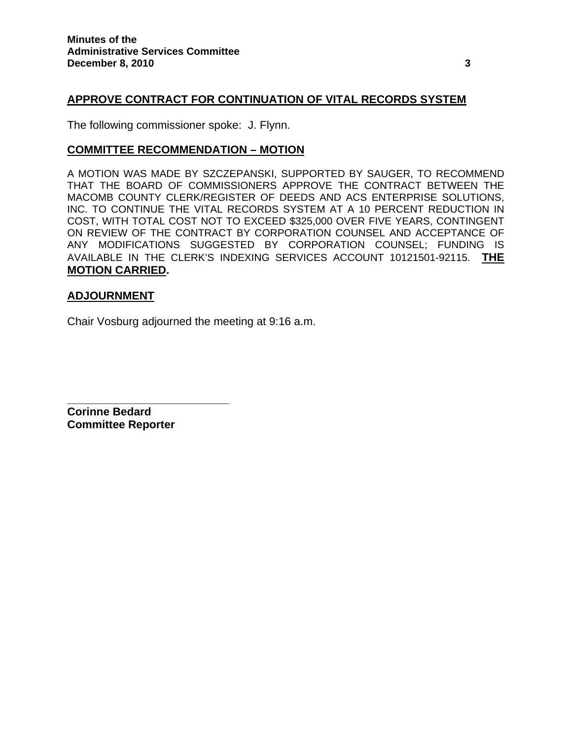## APPROVE CONTRACT FOR CONTINUATION OF VITAL RECORDS SYSTEM

The following commissioner spoke: J. Flynn.

## COMMITTEE RECOMMENDATION – MOTION

A MOTION WAS MADE BY SZCZEPANSKI, SUPPORTED BY SAUGER, TO RECOMMEND THAT THE BOARD OF COMMISSIONERS APPROVE THE CONTRACT BETWEEN THE MACOMB COUNTY CLERK/REGISTER OF DEEDS AND ACS ENTERPRISE SOLUTIONS, INC. TO CONTINUE THE VITAL RECORDS SYSTEM AT A 10 PERCENT REDUCTION IN COST, WITH TOTAL COST NOT TO EXCEED $325,000 OVER FIVE YEARS, CONTINGENT ON REVIEW OF THE CONTRACT BY CORPORATION COUNSEL AND ACCEPTANCE OF ANY MODIFICATIONS SUGGESTED BY CORPORATION COUNSEL; FUNDING IS AVAILABLE IN THE CLERK'S INDEXING SERVICES ACCOUNT 10121501-92115. **THE MOTION CARRIED.**

## ADJOURNMENT

Chair Vosburg adjourned the meeting at 9:16 a.m.

\_\_\_\_\_\_\_\_\_\_\_\_\_\_\_\_\_\_\_\_\_\_\_\_\_\_\_

**Corinne Bedard**
**Committee Reporter**